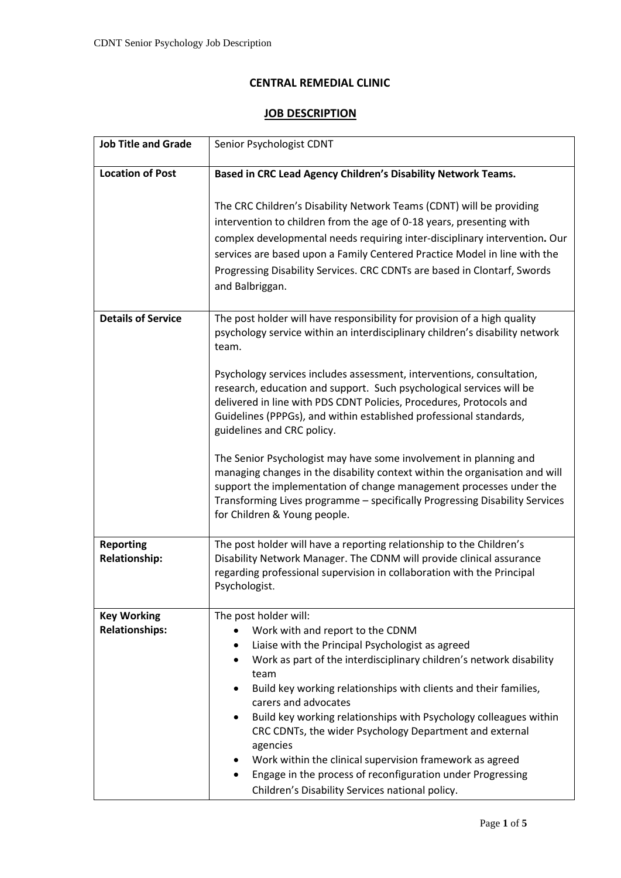# CENTRAL REMEDIAL CLINIC

## JOB DESCRIPTION

| | |
|---|---|
| **Job Title and Grade** | Senior Psychologist CDNT |
| **Location of Post** | **Based in CRC Lead Agency Children's Disability Network Teams.**<br><br>The CRC Children's Disability Network Teams (CDNT) will be providing intervention to children from the age of 0-18 years, presenting with complex developmental needs requiring inter-disciplinary intervention**.** Our services are based upon a Family Centered Practice Model in line with the Progressing Disability Services. CRC CDNTs are based in Clontarf, Swords and Balbriggan. |
| **Details of Service** | The post holder will have responsibility for provision of a high quality psychology service within an interdisciplinary children's disability network team.<br><br>Psychology services includes assessment, interventions, consultation, research, education and support. Such psychological services will be delivered in line with PDS CDNT Policies, Procedures, Protocols and Guidelines (PPPGs), and within established professional standards, guidelines and CRC policy.<br><br>The Senior Psychologist may have some involvement in planning and managing changes in the disability context within the organisation and will support the implementation of change management processes under the Transforming Lives programme – specifically Progressing Disability Services for Children & Young people. |
| **Reporting Relationship:** | The post holder will have a reporting relationship to the Children's Disability Network Manager. The CDNM will provide clinical assurance regarding professional supervision in collaboration with the Principal Psychologist. |
| **Key Working Relationships:** | The post holder will:<br>• Work with and report to the CDNM<br>• Liaise with the Principal Psychologist as agreed<br>• Work as part of the interdisciplinary children's network disability team<br>• Build key working relationships with clients and their families, carers and advocates<br>• Build key working relationships with Psychology colleagues within CRC CDNTs, the wider Psychology Department and external agencies<br>• Work within the clinical supervision framework as agreed<br>• Engage in the process of reconfiguration under Progressing Children's Disability Services national policy. |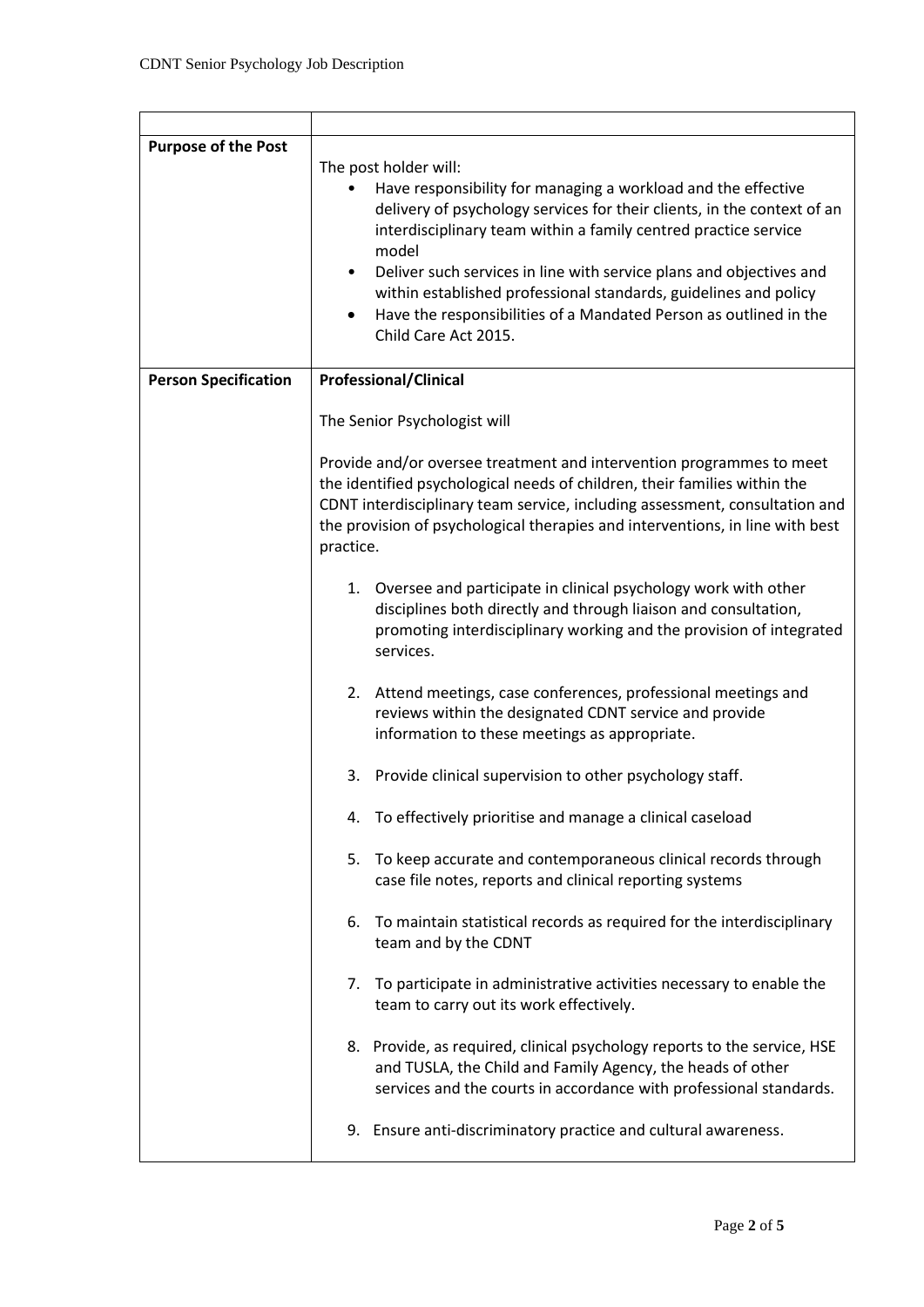| | |
|---|---|
| **Purpose of the Post** | The post holder will:<br>• Have responsibility for managing a workload and the effective delivery of psychology services for their clients, in the context of an interdisciplinary team within a family centred practice service model<br>• Deliver such services in line with service plans and objectives and within established professional standards, guidelines and policy<br>• Have the responsibilities of a Mandated Person as outlined in the Child Care Act 2015. |
| **Person Specification** | **Professional/Clinical**<br><br>The Senior Psychologist will<br><br>Provide and/or oversee treatment and intervention programmes to meet the identified psychological needs of children, their families within the CDNT interdisciplinary team service, including assessment, consultation and the provision of psychological therapies and interventions, in line with best practice.<br><br>1. Oversee and participate in clinical psychology work with other disciplines both directly and through liaison and consultation, promoting interdisciplinary working and the provision of integrated services.<br><br>2. Attend meetings, case conferences, professional meetings and reviews within the designated CDNT service and provide information to these meetings as appropriate.<br><br>3. Provide clinical supervision to other psychology staff.<br><br>4. To effectively prioritise and manage a clinical caseload<br><br>5. To keep accurate and contemporaneous clinical records through case file notes, reports and clinical reporting systems<br><br>6. To maintain statistical records as required for the interdisciplinary team and by the CDNT<br><br>7. To participate in administrative activities necessary to enable the team to carry out its work effectively.<br><br>8. Provide, as required, clinical psychology reports to the service, HSE and TUSLA, the Child and Family Agency, the heads of other services and the courts in accordance with professional standards.<br><br>9. Ensure anti-discriminatory practice and cultural awareness. |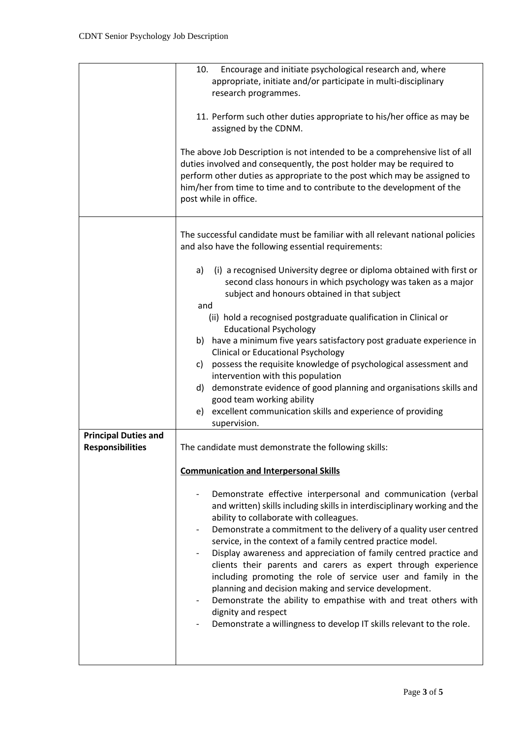| | |
|---|---|
| | 10. Encourage and initiate psychological research and, where appropriate, initiate and/or participate in multi-disciplinary research programmes.<br><br>11. Perform such other duties appropriate to his/her office as may be assigned by the CDNM.<br><br>The above Job Description is not intended to be a comprehensive list of all duties involved and consequently, the post holder may be required to perform other duties as appropriate to the post which may be assigned to him/her from time to time and to contribute to the development of the post while in office. |
| | The successful candidate must be familiar with all relevant national policies and also have the following essential requirements:<br><br>a) (i) a recognised University degree or diploma obtained with first or second class honours in which psychology was taken as a major subject and honours obtained in that subject<br>and<br>(ii) hold a recognised postgraduate qualification in Clinical or Educational Psychology<br>b) have a minimum five years satisfactory post graduate experience in Clinical or Educational Psychology<br>c) possess the requisite knowledge of psychological assessment and intervention with this population<br>d) demonstrate evidence of good planning and organisations skills and good team working ability<br>e) excellent communication skills and experience of providing supervision. |
| **Principal Duties and Responsibilities** | The candidate must demonstrate the following skills:<br><br>**Communication and Interpersonal Skills**<br><br>- Demonstrate effective interpersonal and communication (verbal and written) skills including skills in interdisciplinary working and the ability to collaborate with colleagues.<br>- Demonstrate a commitment to the delivery of a quality user centred service, in the context of a family centred practice model.<br>- Display awareness and appreciation of family centred practice and clients their parents and carers as expert through experience including promoting the role of service user and family in the planning and decision making and service development.<br>- Demonstrate the ability to empathise with and treat others with dignity and respect<br>- Demonstrate a willingness to develop IT skills relevant to the role. |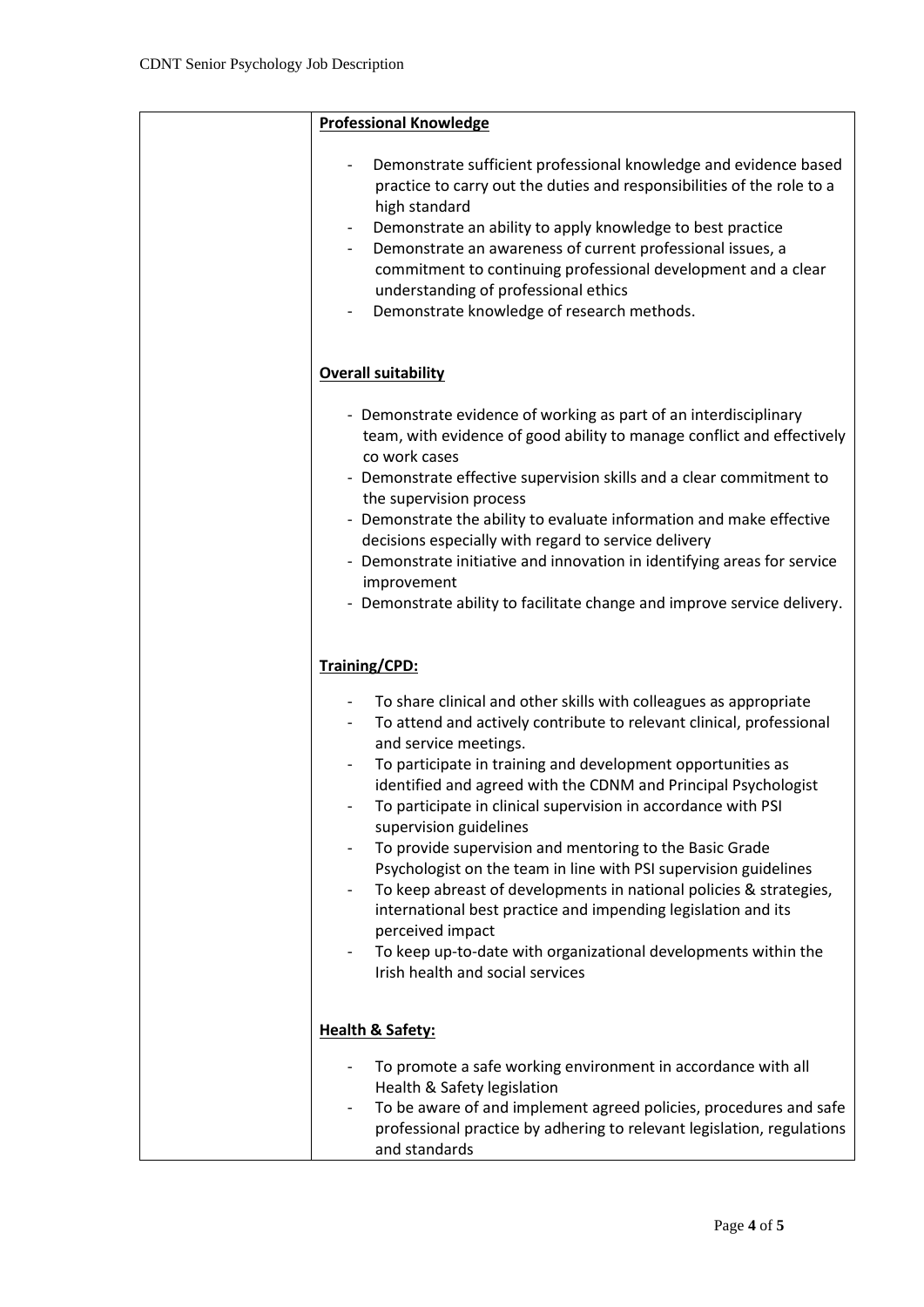| | |
|---|---|
| | **Professional Knowledge**<br><br>- Demonstrate sufficient professional knowledge and evidence based practice to carry out the duties and responsibilities of the role to a high standard<br>- Demonstrate an ability to apply knowledge to best practice<br>- Demonstrate an awareness of current professional issues, a commitment to continuing professional development and a clear understanding of professional ethics<br>- Demonstrate knowledge of research methods.<br><br>**Overall suitability**<br><br>- Demonstrate evidence of working as part of an interdisciplinary team, with evidence of good ability to manage conflict and effectively co work cases<br>- Demonstrate effective supervision skills and a clear commitment to the supervision process<br>- Demonstrate the ability to evaluate information and make effective decisions especially with regard to service delivery<br>- Demonstrate initiative and innovation in identifying areas for service improvement<br>- Demonstrate ability to facilitate change and improve service delivery.<br><br>**Training/CPD:**<br><br>- To share clinical and other skills with colleagues as appropriate<br>- To attend and actively contribute to relevant clinical, professional and service meetings.<br>- To participate in training and development opportunities as identified and agreed with the CDNM and Principal Psychologist<br>- To participate in clinical supervision in accordance with PSI supervision guidelines<br>- To provide supervision and mentoring to the Basic Grade Psychologist on the team in line with PSI supervision guidelines<br>- To keep abreast of developments in national policies & strategies, international best practice and impending legislation and its perceived impact<br>- To keep up-to-date with organizational developments within the Irish health and social services<br><br>**Health & Safety:**<br><br>- To promote a safe working environment in accordance with all Health & Safety legislation<br>- To be aware of and implement agreed policies, procedures and safe professional practice by adhering to relevant legislation, regulations and standards |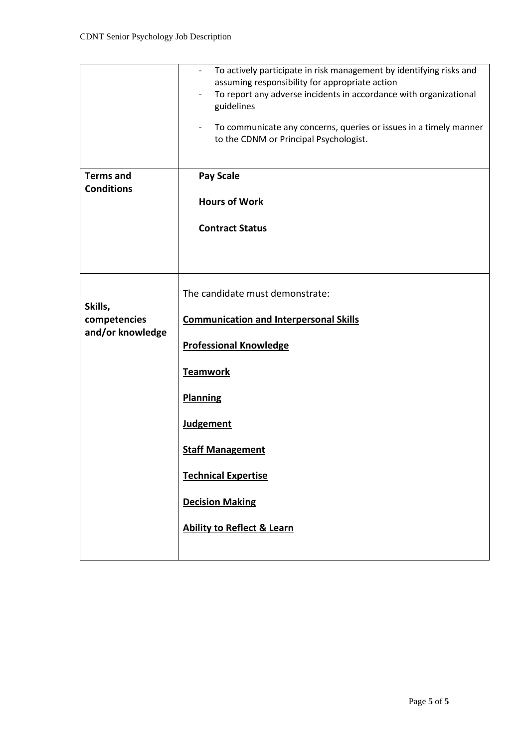| | |
|---|---|
| | - To actively participate in risk management by identifying risks and assuming responsibility for appropriate action<br>- To report any adverse incidents in accordance with organizational guidelines<br>- To communicate any concerns, queries or issues in a timely manner to the CDNM or Principal Psychologist. |
| **Terms and Conditions** | **Pay Scale**<br><br>**Hours of Work**<br><br>**Contract Status** |
| **Skills, competencies and/or knowledge** | The candidate must demonstrate:<br><br>**Communication and Interpersonal Skills**<br><br>**Professional Knowledge**<br><br>**Teamwork**<br><br>**Planning**<br><br>**Judgement**<br><br>**Staff Management**<br><br>**Technical Expertise**<br><br>**Decision Making**<br><br>**Ability to Reflect & Learn** |